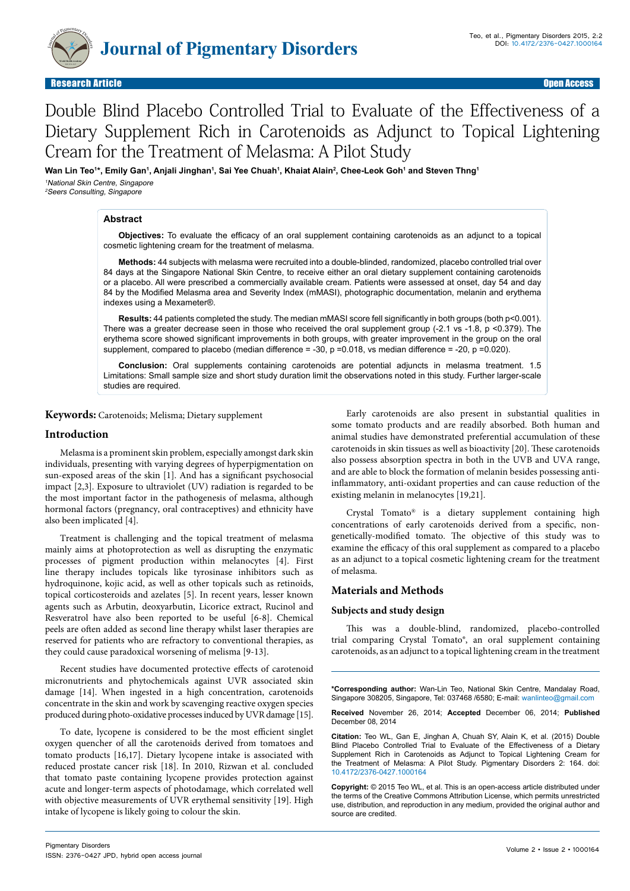Research Article | Open Access

# Double Blind Placebo Controlled Trial to Evaluate of the Effectiveness of a Dietary Supplement Rich in Carotenoids as Adjunct to Topical Lightening Cream for the Treatment of Melasma: A Pilot Study

**Wan Lin Teo[1]*, Emily Gan[1], Anjali Jinghan[1], Sai Yee Chuah[1], Khaiat Alain[2], Chee-Leok Goh[1] and Steven Thng[1]**

[1]*National Skin Centre, Singapore*
[2]*Seers Consulting, Singapore*

## Abstract

**Objectives:** To evaluate the efficacy of an oral supplement containing carotenoids as an adjunct to a topical cosmetic lightening cream for the treatment of melasma.

**Methods:** 44 subjects with melasma were recruited into a double-blinded, randomized, placebo controlled trial over 84 days at the Singapore National Skin Centre, to receive either an oral dietary supplement containing carotenoids or a placebo. All were prescribed a commercially available cream. Patients were assessed at onset, day 54 and day 84 by the Modified Melasma area and Severity Index (mMASI), photographic documentation, melanin and erythema indexes using a Mexameter®.

**Results:** 44 patients completed the study. The median mMASI score fell significantly in both groups (both $p<0.001$). There was a greater decrease seen in those who received the oral supplement group (-2.1 vs -1.8, $p<0.379$). The erythema score showed significant improvements in both groups, with greater improvement in the group on the oral supplement, compared to placebo (median difference = -30, $p=0.018$, vs median difference = -20, $p=0.020$).

**Conclusion:** Oral supplements containing carotenoids are potential adjuncts in melasma treatment. 1.5 Limitations: Small sample size and short study duration limit the observations noted in this study. Further larger-scale studies are required.

**Keywords:** Carotenoids; Melisma; Dietary supplement

## Introduction

Melasma is a prominent skin problem, especially amongst dark skin individuals, presenting with varying degrees of hyperpigmentation on sun-exposed areas of the skin [1]. And has a significant psychosocial impact [2,3]. Exposure to ultraviolet (UV) radiation is regarded to be the most important factor in the pathogenesis of melasma, although hormonal factors (pregnancy, oral contraceptives) and ethnicity have also been implicated [4].

Treatment is challenging and the topical treatment of melasma mainly aims at photoprotection as well as disrupting the enzymatic processes of pigment production within melanocytes [4]. First line therapy includes topicals like tyrosinase inhibitors such as hydroquinone, kojic acid, as well as other topicals such as retinoids, topical corticosteroids and azelates [5]. In recent years, lesser known agents such as Arbutin, deoxyarbutin, Licorice extract, Rucinol and Resveratrol have also been reported to be useful [6-8]. Chemical peels are often added as second line therapy whilst laser therapies are reserved for patients who are refractory to conventional therapies, as they could cause paradoxical worsening of melisma [9-13].

Recent studies have documented protective effects of carotenoid micronutrients and phytochemicals against UVR associated skin damage [14]. When ingested in a high concentration, carotenoids concentrate in the skin and work by scavenging reactive oxygen species produced during photo-oxidative processes induced by UVR damage [15].

To date, lycopene is considered to be the most efficient singlet oxygen quencher of all the carotenoids derived from tomatoes and tomato products [16,17]. Dietary lycopene intake is associated with reduced prostate cancer risk [18]. In 2010, Rizwan et al. concluded that tomato paste containing lycopene provides protection against acute and longer-term aspects of photodamage, which correlated well with objective measurements of UVR erythemal sensitivity [19]. High intake of lycopene is likely going to colour the skin.

Early carotenoids are also present in substantial qualities in some tomato products and are readily absorbed. Both human and animal studies have demonstrated preferential accumulation of these carotenoids in skin tissues as well as bioactivity [20]. These carotenoids also possess absorption spectra in both in the UVB and UVA range, and are able to block the formation of melanin besides possessing anti-inflammatory, anti-oxidant properties and can cause reduction of the existing melanin in melanocytes [19,21].

Crystal Tomato® is a dietary supplement containing high concentrations of early carotenoids derived from a specific, non-genetically-modified tomato. The objective of this study was to examine the efficacy of this oral supplement as compared to a placebo as an adjunct to a topical cosmetic lightening cream for the treatment of melasma.

## Materials and Methods

### Subjects and study design

This was a double-blind, randomized, placebo-controlled trial comparing Crystal Tomato®, an oral supplement containing carotenoids, as an adjunct to a topical lightening cream in the treatment

**\*Corresponding author:** Wan-Lin Teo, National Skin Centre, Mandalay Road, Singapore 308205, Singapore, Tel: 037468 /6580; E-mail: wanlinteo@gmail.com

**Received** November 26, 2014; **Accepted** December 06, 2014; **Published** December 08, 2014

**Citation:** Teo WL, Gan E, Jinghan A, Chuah SY, Alain K, et al. (2015) Double Blind Placebo Controlled Trial to Evaluate of the Effectiveness of a Dietary Supplement Rich in Carotenoids as Adjunct to Topical Lightening Cream for the Treatment of Melasma: A Pilot Study. Pigmentary Disorders 2: 164. doi: 10.4172/2376-0427.1000164

**Copyright:** © 2015 Teo WL, et al. This is an open-access article distributed under the terms of the Creative Commons Attribution License, which permits unrestricted use, distribution, and reproduction in any medium, provided the original author and source are credited.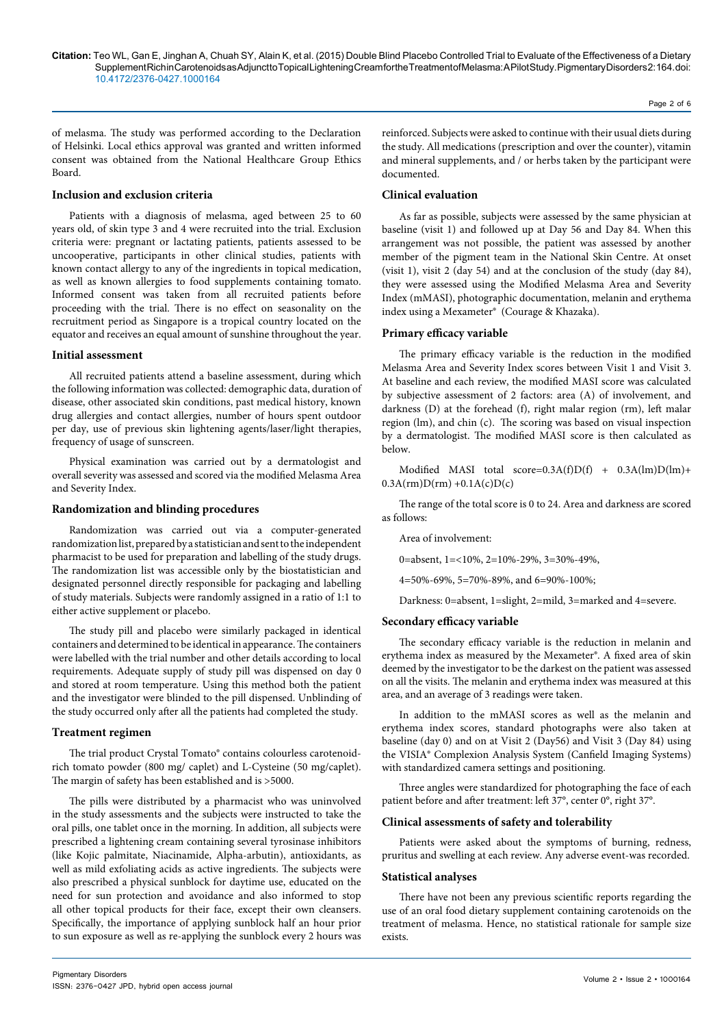of melasma. The study was performed according to the Declaration of Helsinki. Local ethics approval was granted and written informed consent was obtained from the National Healthcare Group Ethics Board.

### Inclusion and exclusion criteria

Patients with a diagnosis of melasma, aged between 25 to 60 years old, of skin type 3 and 4 were recruited into the trial. Exclusion criteria were: pregnant or lactating patients, patients assessed to be uncooperative, participants in other clinical studies, patients with known contact allergy to any of the ingredients in topical medication, as well as known allergies to food supplements containing tomato. Informed consent was taken from all recruited patients before proceeding with the trial. There is no effect on seasonality on the recruitment period as Singapore is a tropical country located on the equator and receives an equal amount of sunshine throughout the year.

### Initial assessment

All recruited patients attend a baseline assessment, during which the following information was collected: demographic data, duration of disease, other associated skin conditions, past medical history, known drug allergies and contact allergies, number of hours spent outdoor per day, use of previous skin lightening agents/laser/light therapies, frequency of usage of sunscreen.

Physical examination was carried out by a dermatologist and overall severity was assessed and scored via the modified Melasma Area and Severity Index.

### Randomization and blinding procedures

Randomization was carried out via a computer-generated randomization list, prepared by a statistician and sent to the independent pharmacist to be used for preparation and labelling of the study drugs. The randomization list was accessible only by the biostatistician and designated personnel directly responsible for packaging and labelling of study materials. Subjects were randomly assigned in a ratio of 1:1 to either active supplement or placebo.

The study pill and placebo were similarly packaged in identical containers and determined to be identical in appearance. The containers were labelled with the trial number and other details according to local requirements. Adequate supply of study pill was dispensed on day 0 and stored at room temperature. Using this method both the patient and the investigator were blinded to the pill dispensed. Unblinding of the study occurred only after all the patients had completed the study.

### Treatment regimen

The trial product Crystal Tomato® contains colourless carotenoid-rich tomato powder (800 mg/ caplet) and L-Cysteine (50 mg/caplet). The margin of safety has been established and is >5000.

The pills were distributed by a pharmacist who was uninvolved in the study assessments and the subjects were instructed to take the oral pills, one tablet once in the morning. In addition, all subjects were prescribed a lightening cream containing several tyrosinase inhibitors (like Kojic palmitate, Niacinamide, Alpha-arbutin), antioxidants, as well as mild exfoliating acids as active ingredients. The subjects were also prescribed a physical sunblock for daytime use, educated on the need for sun protection and avoidance and also informed to stop all other topical products for their face, except their own cleansers. Specifically, the importance of applying sunblock half an hour prior to sun exposure as well as re-applying the sunblock every 2 hours was reinforced. Subjects were asked to continue with their usual diets during the study. All medications (prescription and over the counter), vitamin and mineral supplements, and / or herbs taken by the participant were documented.

### Clinical evaluation

As far as possible, subjects were assessed by the same physician at baseline (visit 1) and followed up at Day 56 and Day 84. When this arrangement was not possible, the patient was assessed by another member of the pigment team in the National Skin Centre. At onset (visit 1), visit 2 (day 54) and at the conclusion of the study (day 84), they were assessed using the Modified Melasma Area and Severity Index (mMASI), photographic documentation, melanin and erythema index using a Mexameter® (Courage & Khazaka).

### Primary efficacy variable

The primary efficacy variable is the reduction in the modified Melasma Area and Severity Index scores between Visit 1 and Visit 3. At baseline and each review, the modified MASI score was calculated by subjective assessment of 2 factors: area (A) of involvement, and darkness (D) at the forehead (f), right malar region (rm), left malar region (lm), and chin (c). The scoring was based on visual inspection by a dermatologist. The modified MASI score is then calculated as below.

$$\text{Modified MASI total score} = 0.3A(f)D(f) + 0.3A(lm)D(lm) + 0.3A(rm)D(rm) + 0.1A(c)D(c)$$

The range of the total score is 0 to 24. Area and darkness are scored as follows:

Area of involvement:

0=absent, 1=<10%, 2=10%-29%, 3=30%-49%,

4=50%-69%, 5=70%-89%, and 6=90%-100%;

Darkness: 0=absent, 1=slight, 2=mild, 3=marked and 4=severe.

### Secondary efficacy variable

The secondary efficacy variable is the reduction in melanin and erythema index as measured by the Mexameter®. A fixed area of skin deemed by the investigator to be the darkest on the patient was assessed on all the visits. The melanin and erythema index was measured at this area, and an average of 3 readings were taken.

In addition to the mMASI scores as well as the melanin and erythema index scores, standard photographs were also taken at baseline (day 0) and on at Visit 2 (Day56) and Visit 3 (Day 84) using the VISIA® Complexion Analysis System (Canfield Imaging Systems) with standardized camera settings and positioning.

Three angles were standardized for photographing the face of each patient before and after treatment: left 37°, center 0°, right 37°.

### Clinical assessments of safety and tolerability

Patients were asked about the symptoms of burning, redness, pruritus and swelling at each review. Any adverse event-was recorded.

### Statistical analyses

There have not been any previous scientific reports regarding the use of an oral food dietary supplement containing carotenoids on the treatment of melasma. Hence, no statistical rationale for sample size exists.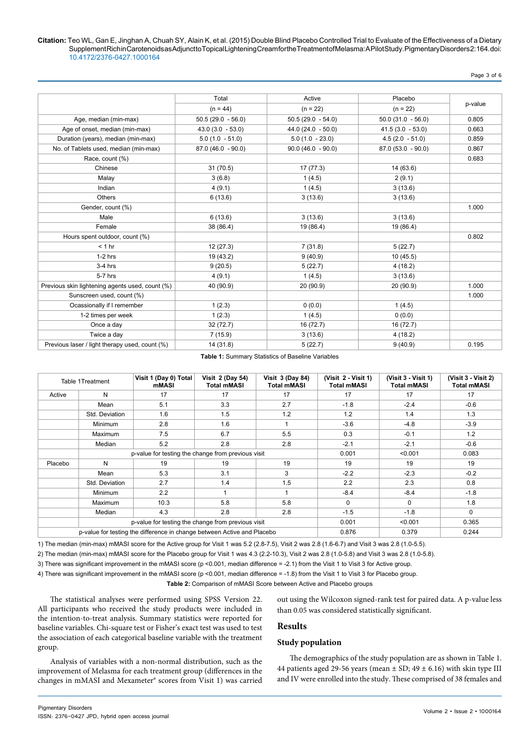|  | Total | Active | Placebo | p-value |
|---|---|---|---|---|
|  | (n = 44) | (n = 22) | (n = 22) |  |
| Age, median (min-max) | 50.5 (29.0 - 56.0) | 50.5 (29.0 - 54.0) | 50.0 (31.0 - 56.0) | 0.805 |
| Age of onset, median (min-max) | 43.0 (3.0 - 53.0) | 44.0 (24.0 - 50.0) | 41.5 (3.0 - 53.0) | 0.663 |
| Duration (years), median (min-max) | 5.0 (1.0 - 51.0) | 5.0 (1.0 - 23.0) | 4.5 (2.0 - 51.0) | 0.859 |
| No. of Tablets used, median (min-max) | 87.0 (46.0 - 90.0) | 90.0 (46.0 - 90.0) | 87.0 (53.0 - 90.0) | 0.867 |
| Race, count (%) |  |  |  | 0.683 |
| Chinese | 31 (70.5) | 17 (77.3) | 14 (63.6) |  |
| Malay | 3 (6.8) | 1 (4.5) | 2 (9.1) |  |
| Indian | 4 (9.1) | 1 (4.5) | 3 (13.6) |  |
| Others | 6 (13.6) | 3 (13.6) | 3 (13.6) |  |
| Gender, count (%) |  |  |  | 1.000 |
| Male | 6 (13.6) | 3 (13.6) | 3 (13.6) |  |
| Female | 38 (86.4) | 19 (86.4) | 19 (86.4) |  |
| Hours spent outdoor, count (%) |  |  |  | 0.802 |
| < 1 hr | 12 (27.3) | 7 (31.8) | 5 (22.7) |  |
| 1-2 hrs | 19 (43.2) | 9 (40.9) | 10 (45.5) |  |
| 3-4 hrs | 9 (20.5) | 5 (22.7) | 4 (18.2) |  |
| 5-7 hrs | 4 (9.1) | 1 (4.5) | 3 (13.6) |  |
| Previous skin lightening agents used, count (%) | 40 (90.9) | 20 (90.9) | 20 (90.9) | 1.000 |
| Sunscreen used, count (%) |  |  |  | 1.000 |
| Ocassionally if I remember | 1 (2.3) | 0 (0.0) | 1 (4.5) |  |
| 1-2 times per week | 1 (2.3) | 1 (4.5) | 0 (0.0) |  |
| Once a day | 32 (72.7) | 16 (72.7) | 16 (72.7) |  |
| Twice a day | 7 (15.9) | 3 (13.6) | 4 (18.2) |  |
| Previous laser / light therapy used, count (%) | 14 (31.8) | 5 (22.7) | 9 (40.9) | 0.195 |

**Table 1:** Summary Statistics of Baseline Variables

| Table 1Treatment | | Visit 1 (Day 0) Total mMASI | Visit 2 (Day 54) Total mMASI | Visit 3 (Day 84) Total mMASI | (Visit 2 - Visit 1) Total mMASI | (Visit 3 - Visit 1) Total mMASI | (Visit 3 - Visit 2) Total mMASI |
|---|---|---|---|---|---|---|---|
| Active | N | 17 | 17 | 17 | 17 | 17 | 17 |
|  | Mean | 5.1 | 3.3 | 2.7 | -1.8 | -2.4 | -0.6 |
|  | Std. Deviation | 1.6 | 1.5 | 1.2 | 1.2 | 1.4 | 1.3 |
|  | Minimum | 2.8 | 1.6 | 1 | -3.6 | -4.8 | -3.9 |
|  | Maximum | 7.5 | 6.7 | 5.5 | 0.3 | -0.1 | 1.2 |
|  | Median | 5.2 | 2.8 | 2.8 | -2.1 | -2.1 | -0.6 |
|  | p-value for testing the change from previous visit | | | | 0.001 | <0.001 | 0.083 |
| Placebo | N | 19 | 19 | 19 | 19 | 19 | 19 |
|  | Mean | 5.3 | 3.1 | 3 | -2.2 | -2.3 | -0.2 |
|  | Std. Deviation | 2.7 | 1.4 | 1.5 | 2.2 | 2.3 | 0.8 |
|  | Minimum | 2.2 | 1 | 1 | -8.4 | -8.4 | -1.8 |
|  | Maximum | 10.3 | 5.8 | 5.8 | 0 | 0 | 1.8 |
|  | Median | 4.3 | 2.8 | 2.8 | -1.5 | -1.8 | 0 |
|  | p-value for testing the change from previous visit | | | | 0.001 | <0.001 | 0.365 |
| p-value for testing the difference in change between Active and Placebo | | | | | 0.876 | 0.379 | 0.244 |

1) The median (min-max) mMASI score for the Active group for Visit 1 was 5.2 (2.8-7.5), Visit 2 was 2.8 (1.6-6.7) and Visit 3 was 2.8 (1.0-5.5).

2) The median (min-max) mMASI score for the Placebo group for Visit 1 was 4.3 (2.2-10.3), Visit 2 was 2.8 (1.0-5.8) and Visit 3 was 2.8 (1.0-5.8).

3) There was significant improvement in the mMASI score (p <0.001, median difference = -2.1) from the Visit 1 to Visit 3 for Active group.

4) There was significant improvement in the mMASI score (p <0.001, median difference = -1.8) from the Visit 1 to Visit 3 for Placebo group.

**Table 2:** Comparison of mMASI Score between Active and Placebo groups

The statistical analyses were performed using SPSS Version 22. All participants who received the study products were included in the intention-to-treat analysis. Summary statistics were reported for baseline variables. Chi-square test or Fisher's exact test was used to test the association of each categorical baseline variable with the treatment group.

Analysis of variables with a non-normal distribution, such as the improvement of Melasma for each treatment group (differences in the changes in mMASI and Mexameter® scores from Visit 1) was carried out using the Wilcoxon signed-rank test for paired data. A p-value less than 0.05 was considered statistically significant.

## Results

### Study population

The demographics of the study population are as shown in Table 1. 44 patients aged 29-56 years (mean ± SD; 49 ± 6.16) with skin type III and IV were enrolled into the study. These comprised of 38 females and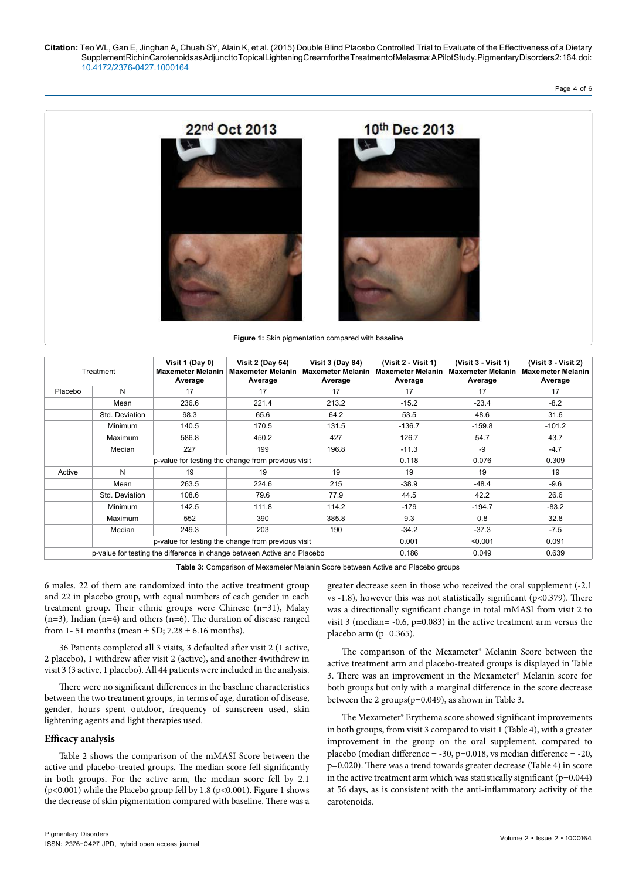22nd Oct 2013 | 10th Dec 2013

**Figure 1:** Skin pigmentation compared with baseline

| Treatment | | Visit 1 (Day 0) Maxemeter Melanin Average | Visit 2 (Day 54) Maxemeter Melanin Average | Visit 3 (Day 84) Maxemeter Melanin Average | (Visit 2 - Visit 1) Maxemeter Melanin Average | (Visit 3 - Visit 1) Maxemeter Melanin Average | (Visit 3 - Visit 2) Maxemeter Melanin Average |
|---|---|---|---|---|---|---|---|
| Placebo | N | 17 | 17 | 17 | 17 | 17 | 17 |
| | Mean | 236.6 | 221.4 | 213.2 | -15.2 | -23.4 | -8.2 |
| | Std. Deviation | 98.3 | 65.6 | 64.2 | 53.5 | 48.6 | 31.6 |
| | Minimum | 140.5 | 170.5 | 131.5 | -136.7 | -159.8 | -101.2 |
| | Maximum | 586.8 | 450.2 | 427 | 126.7 | 54.7 | 43.7 |
| | Median | 227 | 199 | 196.8 | -11.3 | -9 | -4.7 |
| | p-value for testing the change from previous visit | | | | 0.118 | 0.076 | 0.309 |
| Active | N | 19 | 19 | 19 | 19 | 19 | 19 |
| | Mean | 263.5 | 224.6 | 215 | -38.9 | -48.4 | -9.6 |
| | Std. Deviation | 108.6 | 79.6 | 77.9 | 44.5 | 42.2 | 26.6 |
| | Minimum | 142.5 | 111.8 | 114.2 | -179 | -194.7 | -83.2 |
| | Maximum | 552 | 390 | 385.8 | 9.3 | 0.8 | 32.8 |
| | Median | 249.3 | 203 | 190 | -34.2 | -37.3 | -7.5 |
| | p-value for testing the change from previous visit | | | | 0.001 | <0.001 | 0.091 |
| p-value for testing the difference in change between Active and Placebo | | | | | 0.186 | 0.049 | 0.639 |

**Table 3:** Comparison of Mexameter Melanin Score between Active and Placebo groups

6 males. 22 of them are randomized into the active treatment group and 22 in placebo group, with equal numbers of each gender in each treatment group. Their ethnic groups were Chinese (n=31), Malay (n=3), Indian (n=4) and others (n=6). The duration of disease ranged from 1- 51 months (mean ± SD; 7.28 ± 6.16 months).

36 Patients completed all 3 visits, 3 defaulted after visit 2 (1 active, 2 placebo), 1 withdrew after visit 2 (active), and another 4withdrew in visit 3 (3 active, 1 placebo). All 44 patients were included in the analysis.

There were no significant differences in the baseline characteristics between the two treatment groups, in terms of age, duration of disease, gender, hours spent outdoor, frequency of sunscreen used, skin lightening agents and light therapies used.

### Efficacy analysis

Table 2 shows the comparison of the mMASI Score between the active and placebo-treated groups. The median score fell significantly in both groups. For the active arm, the median score fell by 2.1 ($p<0.001$) while the Placebo group fell by 1.8 ($p<0.001$). Figure 1 shows the decrease of skin pigmentation compared with baseline. There was a greater decrease seen in those who received the oral supplement (-2.1 vs -1.8), however this was not statistically significant ($p<0.379$). There was a directionally significant change in total mMASI from visit 2 to visit 3 (median= -0.6, p=0.083) in the active treatment arm versus the placebo arm (p=0.365).

The comparison of the Mexameter® Melanin Score between the active treatment arm and placebo-treated groups is displayed in Table 3. There was an improvement in the Mexameter® Melanin score for both groups but only with a marginal difference in the score decrease between the 2 groups(p=0.049), as shown in Table 3.

The Mexameter® Erythema score showed significant improvements in both groups, from visit 3 compared to visit 1 (Table 4), with a greater improvement in the group on the oral supplement, compared to placebo (median difference = -30, p=0.018, vs median difference = -20, p=0.020). There was a trend towards greater decrease (Table 4) in score in the active treatment arm which was statistically significant (p=0.044) at 56 days, as is consistent with the anti-inflammatory activity of the carotenoids.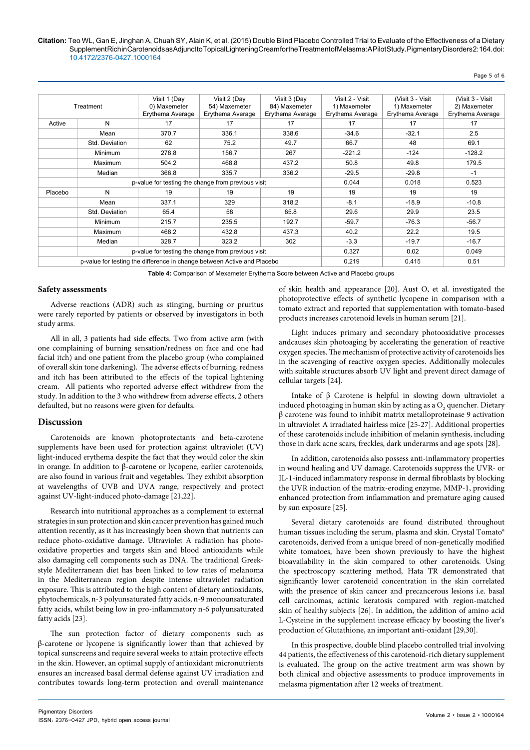| Treatment | | Visit 1 (Day 0) Maxemeter Erythema Average | Visit 2 (Day 54) Maxemeter Erythema Average | Visit 3 (Day 84) Maxemeter Erythema Average | Visit 2 - Visit 1) Maxemeter Erythema Average | (Visit 3 - Visit 1) Maxemeter Erythema Average | (Visit 3 - Visit 2) Maxemeter Erythema Average |
|---|---|---|---|---|---|---|---|
| Active | N | 17 | 17 | 17 | 17 | 17 | 17 |
| | Mean | 370.7 | 336.1 | 338.6 | -34.6 | -32.1 | 2.5 |
| | Std. Deviation | 62 | 75.2 | 49.7 | 66.7 | 48 | 69.1 |
| | Minimum | 278.8 | 156.7 | 267 | -221.2 | -124 | -128.2 |
| | Maximum | 504.2 | 468.8 | 437.2 | 50.8 | 49.8 | 179.5 |
| | Median | 366.8 | 335.7 | 336.2 | -29.5 | -29.8 | -1 |
| | p-value for testing the change from previous visit | | | | 0.044 | 0.018 | 0.523 |
| Placebo | N | 19 | 19 | 19 | 19 | 19 | 19 |
| | Mean | 337.1 | 329 | 318.2 | -8.1 | -18.9 | -10.8 |
| | Std. Deviation | 65.4 | 58 | 65.8 | 29.6 | 29.9 | 23.5 |
| | Minimum | 215.7 | 235.5 | 192.7 | -59.7 | -76.3 | -56.7 |
| | Maximum | 468.2 | 432.8 | 437.3 | 40.2 | 22.2 | 19.5 |
| | Median | 328.7 | 323.2 | 302 | -3.3 | -19.7 | -16.7 |
| | p-value for testing the change from previous visit | | | | 0.327 | 0.02 | 0.049 |
| p-value for testing the difference in change between Active and Placebo | | | | | 0.219 | 0.415 | 0.51 |

**Table 4:** Comparison of Mexameter Erythema Score between Active and Placebo groups

### Safety assessments

Adverse reactions (ADR) such as stinging, burning or pruritus were rarely reported by patients or observed by investigators in both study arms.

All in all, 3 patients had side effects. Two from active arm (with one complaining of burning sensation/redness on face and one had facial itch) and one patient from the placebo group (who complained of overall skin tone darkening). The adverse effects of burning, redness and itch has been attributed to the effects of the topical lightening cream. All patients who reported adverse effect withdrew from the study. In addition to the 3 who withdrew from adverse effects, 2 others defaulted, but no reasons were given for defaults.

## Discussion

Carotenoids are known photoprotectants and beta-carotene supplements have been used for protection against ultraviolet (UV) light-induced erythema despite the fact that they would color the skin in orange. In addition to β-carotene or lycopene, earlier carotenoids, are also found in various fruit and vegetables. They exhibit absorption at wavelengths of UVB and UVA range, respectively and protect against UV-light-induced photo-damage [21,22].

Research into nutritional approaches as a complement to external strategies in sun protection and skin cancer prevention has gained much attention recently, as it has increasingly been shown that nutrients can reduce photo-oxidative damage. Ultraviolet A radiation has photo-oxidative properties and targets skin and blood antioxidants while also damaging cell components such as DNA. The traditional Greek-style Mediterranean diet has been linked to low rates of melanoma in the Mediterranean region despite intense ultraviolet radiation exposure. This is attributed to the high content of dietary antioxidants, phytochemicals, n-3 polyunsaturated fatty acids, n-9 monounsaturated fatty acids, whilst being low in pro-inflammatory n-6 polyunsaturated fatty acids [23].

The sun protection factor of dietary components such as β-carotene or lycopene is significantly lower than that achieved by topical sunscreens and require several weeks to attain protective effects in the skin. However, an optimal supply of antioxidant micronutrients ensures an increased basal dermal defense against UV irradiation and contributes towards long-term protection and overall maintenance of skin health and appearance [20]. Aust O, et al. investigated the photoprotective effects of synthetic lycopene in comparison with a tomato extract and reported that supplementation with tomato-based products increases carotenoid levels in human serum [21].

Light induces primary and secondary photooxidative processes andcauses skin photoaging by accelerating the generation of reactive oxygen species. The mechanism of protective activity of carotenoids lies in the scavenging of reactive oxygen species. Additionally molecules with suitable structures absorb UV light and prevent direct damage of cellular targets [24].

Intake of β Carotene is helpful in slowing down ultraviolet a induced photoaging in human skin by acting as a $O_2$ quencher. Dietary β carotene was found to inhibit matrix metalloproteinase 9 activation in ultraviolet A irradiated hairless mice [25-27]. Additional properties of these carotenoids include inhibition of melanin synthesis, including those in dark acne scars, freckles, dark underarms and age spots [28].

In addition, carotenoids also possess anti-inflammatory properties in wound healing and UV damage. Carotenoids suppress the UVR- or IL-1-induced inflammatory response in dermal fibroblasts by blocking the UVR induction of the matrix-eroding enzyme, MMP-1, providing enhanced protection from inflammation and premature aging caused by sun exposure [25].

Several dietary carotenoids are found distributed throughout human tissues including the serum, plasma and skin. Crystal Tomato® carotenoids, derived from a unique breed of non-genetically modified white tomatoes, have been shown previously to have the highest bioavailability in the skin compared to other carotenoids. Using the spectroscopy scattering method, Hata TR demonstrated that significantly lower carotenoid concentration in the skin correlated with the presence of skin cancer and precancerous lesions i.e. basal cell carcinomas, actinic keratosis compared with region-matched skin of healthy subjects [26]. In addition, the addition of amino acid L-Cysteine in the supplement increase efficacy by boosting the liver's production of Glutathione, an important anti-oxidant [29,30].

In this prospective, double blind placebo controlled trial involving 44 patients, the effectiveness of this carotenoid-rich dietary supplement is evaluated. The group on the active treatment arm was shown by both clinical and objective assessments to produce improvements in melasma pigmentation after 12 weeks of treatment.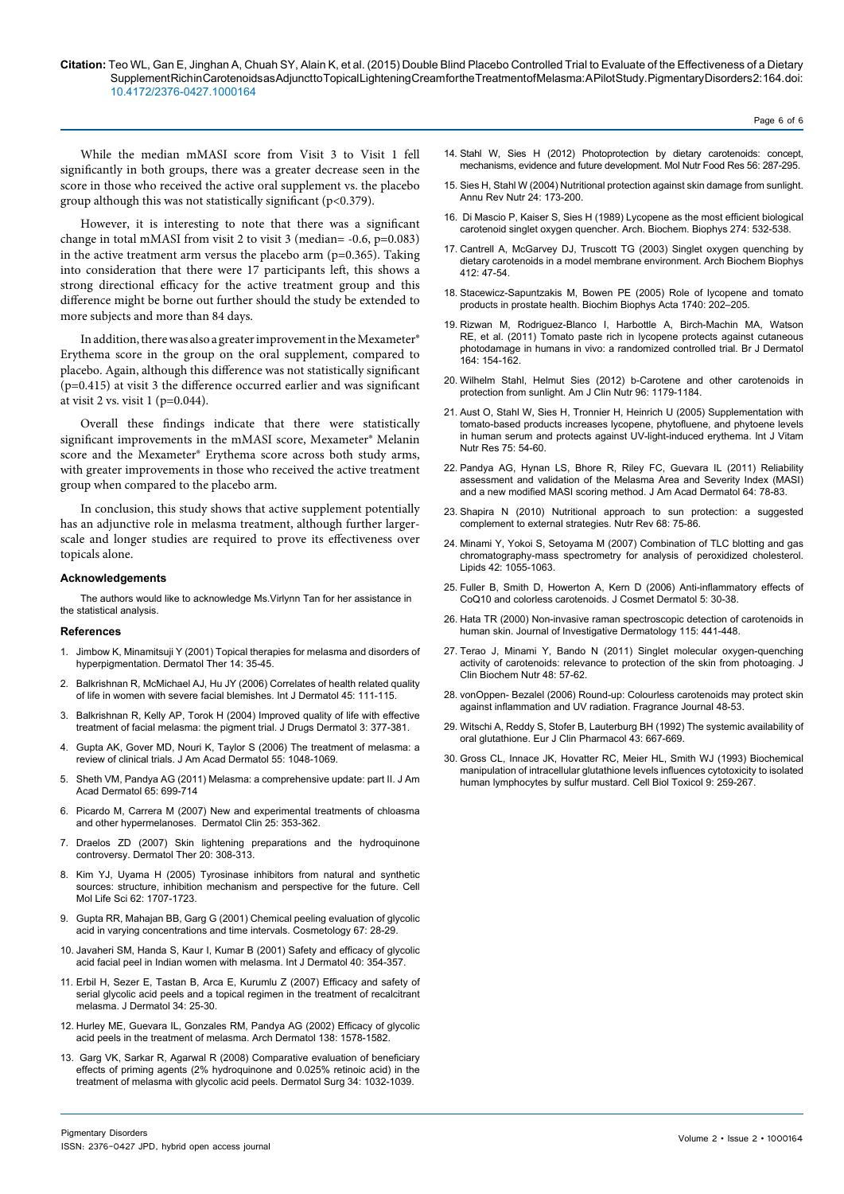While the median mMASI score from Visit 3 to Visit 1 fell significantly in both groups, there was a greater decrease seen in the score in those who received the active oral supplement vs. the placebo group although this was not statistically significant ($p<0.379$).

However, it is interesting to note that there was a significant change in total mMASI from visit 2 to visit 3 (median= -0.6, $p=0.083$) in the active treatment arm versus the placebo arm ($p=0.365$). Taking into consideration that there were 17 participants left, this shows a strong directional efficacy for the active treatment group and this difference might be borne out further should the study be extended to more subjects and more than 84 days.

In addition, there was also a greater improvement in the Mexameter® Erythema score in the group on the oral supplement, compared to placebo. Again, although this difference was not statistically significant ($p=0.415$) at visit 3 the difference occurred earlier and was significant at visit 2 vs. visit 1 ($p=0.044$).

Overall these findings indicate that there were statistically significant improvements in the mMASI score, Mexameter® Melanin score and the Mexameter® Erythema score across both study arms, with greater improvements in those who received the active treatment group when compared to the placebo arm.

In conclusion, this study shows that active supplement potentially has an adjunctive role in melasma treatment, although further larger-scale and longer studies are required to prove its effectiveness over topicals alone.

### Acknowledgements

The authors would like to acknowledge Ms.Virlynn Tan for her assistance in the statistical analysis.

### References

1. Jimbow K, Minamitsuji Y (2001) Topical therapies for melasma and disorders of hyperpigmentation. Dermatol Ther 14: 35-45.
2. Balkrishnan R, McMichael AJ, Hu JY (2006) Correlates of health related quality of life in women with severe facial blemishes. Int J Dermatol 45: 111-115.
3. Balkrishnan R, Kelly AP, Torok H (2004) Improved quality of life with effective treatment of facial melasma: the pigment trial. J Drugs Dermatol 3: 377-381.
4. Gupta AK, Gover MD, Nouri K, Taylor S (2006) The treatment of melasma: a review of clinical trials. J Am Acad Dermatol 55: 1048-1069.
5. Sheth VM, Pandya AG (2011) Melasma: a comprehensive update: part II. J Am Acad Dermatol 65: 699-714
6. Picardo M, Carrera M (2007) New and experimental treatments of chloasma and other hypermelanoses. Dermatol Clin 25: 353-362.
7. Draelos ZD (2007) Skin lightening preparations and the hydroquinone controversy. Dermatol Ther 20: 308-313.
8. Kim YJ, Uyama H (2005) Tyrosinase inhibitors from natural and synthetic sources: structure, inhibition mechanism and perspective for the future. Cell Mol Life Sci 62: 1707-1723.
9. Gupta RR, Mahajan BB, Garg G (2001) Chemical peeling evaluation of glycolic acid in varying concentrations and time intervals. Cosmetology 67: 28-29.
10. Javaheri SM, Handa S, Kaur I, Kumar B (2001) Safety and efficacy of glycolic acid facial peel in Indian women with melasma. Int J Dermatol 40: 354-357.
11. Erbil H, Sezer E, Tastan B, Arca E, Kurumlu Z (2007) Efficacy and safety of serial glycolic acid peels and a topical regimen in the treatment of recalcitrant melasma. J Dermatol 34: 25-30.
12. Hurley ME, Guevara IL, Gonzales RM, Pandya AG (2002) Efficacy of glycolic acid peels in the treatment of melasma. Arch Dermatol 138: 1578-1582.
13. Garg VK, Sarkar R, Agarwal R (2008) Comparative evaluation of beneficiary effects of priming agents (2% hydroquinone and 0.025% retinoic acid) in the treatment of melasma with glycolic acid peels. Dermatol Surg 34: 1032-1039.
14. Stahl W, Sies H (2012) Photoprotection by dietary carotenoids: concept, mechanisms, evidence and future development. Mol Nutr Food Res 56: 287-295.
15. Sies H, Stahl W (2004) Nutritional protection against skin damage from sunlight. Annu Rev Nutr 24: 173-200.
16. Di Mascio P, Kaiser S, Sies H (1989) Lycopene as the most efficient biological carotenoid singlet oxygen quencher. Arch. Biochem. Biophys 274: 532-538.
17. Cantrell A, McGarvey DJ, Truscott TG (2003) Singlet oxygen quenching by dietary carotenoids in a model membrane environment. Arch Biochem Biophys 412: 47-54.
18. Stacewicz-Sapuntzakis M, Bowen PE (2005) Role of lycopene and tomato products in prostate health. Biochim Biophys Acta 1740: 202–205.
19. Rizwan M, Rodriguez-Blanco I, Harbottle A, Birch-Machin MA, Watson RE, et al. (2011) Tomato paste rich in lycopene protects against cutaneous photodamage in humans in vivo: a randomized controlled trial. Br J Dermatol 164: 154-162.
20. Wilhelm Stahl, Helmut Sies (2012) b-Carotene and other carotenoids in protection from sunlight. Am J Clin Nutr 96: 1179-1184.
21. Aust O, Stahl W, Sies H, Tronnier H, Heinrich U (2005) Supplementation with tomato-based products increases lycopene, phytofluene, and phytoene levels in human serum and protects against UV-light-induced erythema. Int J Vitam Nutr Res 75: 54-60.
22. Pandya AG, Hynan LS, Bhore R, Riley FC, Guevara IL (2011) Reliability assessment and validation of the Melasma Area and Severity Index (MASI) and a new modified MASI scoring method. J Am Acad Dermatol 64: 78-83.
23. Shapira N (2010) Nutritional approach to sun protection: a suggested complement to external strategies. Nutr Rev 68: 75-86.
24. Minami Y, Yokoi S, Setoyama M (2007) Combination of TLC blotting and gas chromatography-mass spectrometry for analysis of peroxidized cholesterol. Lipids 42: 1055-1063.
25. Fuller B, Smith D, Howerton A, Kern D (2006) Anti-inflammatory effects of CoQ10 and colorless carotenoids. J Cosmet Dermatol 5: 30-38.
26. Hata TR (2000) Non-invasive raman spectroscopic detection of carotenoids in human skin. Journal of Investigative Dermatology 115: 441-448.
27. Terao J, Minami Y, Bando N (2011) Singlet molecular oxygen-quenching activity of carotenoids: relevance to protection of the skin from photoaging. J Clin Biochem Nutr 48: 57-62.
28. vonOppen- Bezalel (2006) Round-up: Colourless carotenoids may protect skin against inflammation and UV radiation. Fragrance Journal 48-53.
29. Witschi A, Reddy S, Stofer B, Lauterburg BH (1992) The systemic availability of oral glutathione. Eur J Clin Pharmacol 43: 667-669.
30. Gross CL, Innace JK, Hovatter RC, Meier HL, Smith WJ (1993) Biochemical manipulation of intracellular glutathione levels influences cytotoxicity to isolated human lymphocytes by sulfur mustard. Cell Biol Toxicol 9: 259-267.